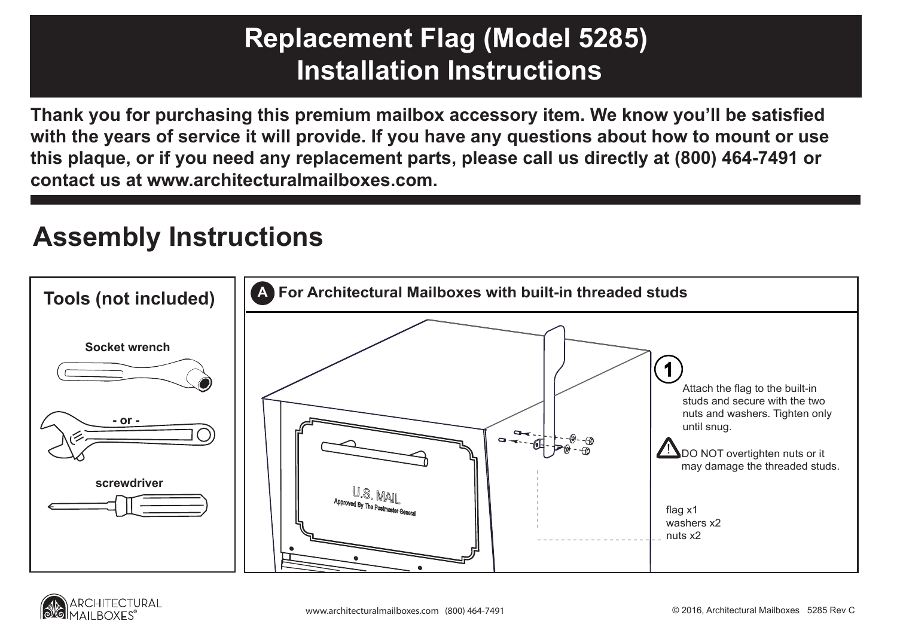# Replacement Flag (Model 5285) Installation Instructions

**Thank you for purchasing this premium mailbox accessory item. We know you'll be satisfied with the years of service it will provide. If you have any questions about how to mount or use this plaque, or if you need any replacement parts, please call us directly at (800) 464-7491 or contact us at www.architecturalmailboxes.com.**

## Assembly Instructions

### Tools (not included)

- Socket wrench
- \- or -
- screwdriver

### A For Architectural Mailboxes with built-in threaded studs

**1**

Attach the flag to the built-in studs and secure with the two nuts and washers. Tighten only until snug.

⚠ DO NOT overtighten nuts or it may damage the threaded studs.

flag x1
washers x2
nuts x2

U.S. MAIL
Approved By The Postmaster General

www.architecturalmailboxes.com (800) 464-7491

© 2016, Architectural Mailboxes 5285 Rev C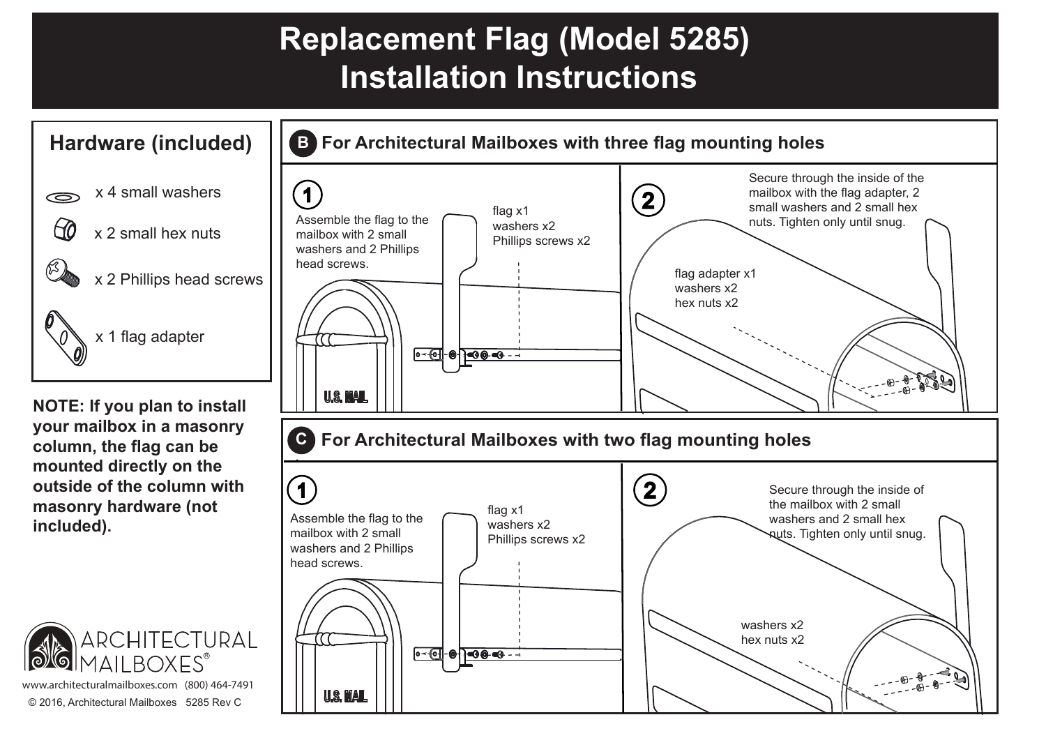# Replacement Flag (Model 5285)
# Installation Instructions

## Hardware (included)

- x 4 small washers
- x 2 small hex nuts
- x 2 Phillips head screws
- x 1 flag adapter

**NOTE: If you plan to install your mailbox in a masonry column, the flag can be mounted directly on the outside of the column with masonry hardware (not included).**

## B For Architectural Mailboxes with three flag mounting holes

**1**

Assemble the flag to the mailbox with 2 small washers and 2 Phillips head screws.

flag x1
washers x2
Phillips screws x2

U.S. MAIL

**2**

Secure through the inside of the mailbox with the flag adapter, 2 small washers and 2 small hex nuts. Tighten only until snug.

flag adapter x1
washers x2
hex nuts x2

## C For Architectural Mailboxes with two flag mounting holes

**1**

Assemble the flag to the mailbox with 2 small washers and 2 Phillips head screws.

flag x1
washers x2
Phillips screws x2

U.S. MAIL

**2**

Secure through the inside of the mailbox with 2 small washers and 2 small hex nuts. Tighten only until snug.

washers x2
hex nuts x2

ARCHITECTURAL MAILBOXES®

www.architecturalmailboxes.com (800) 464-7491

© 2016, Architectural Mailboxes 5285 Rev C